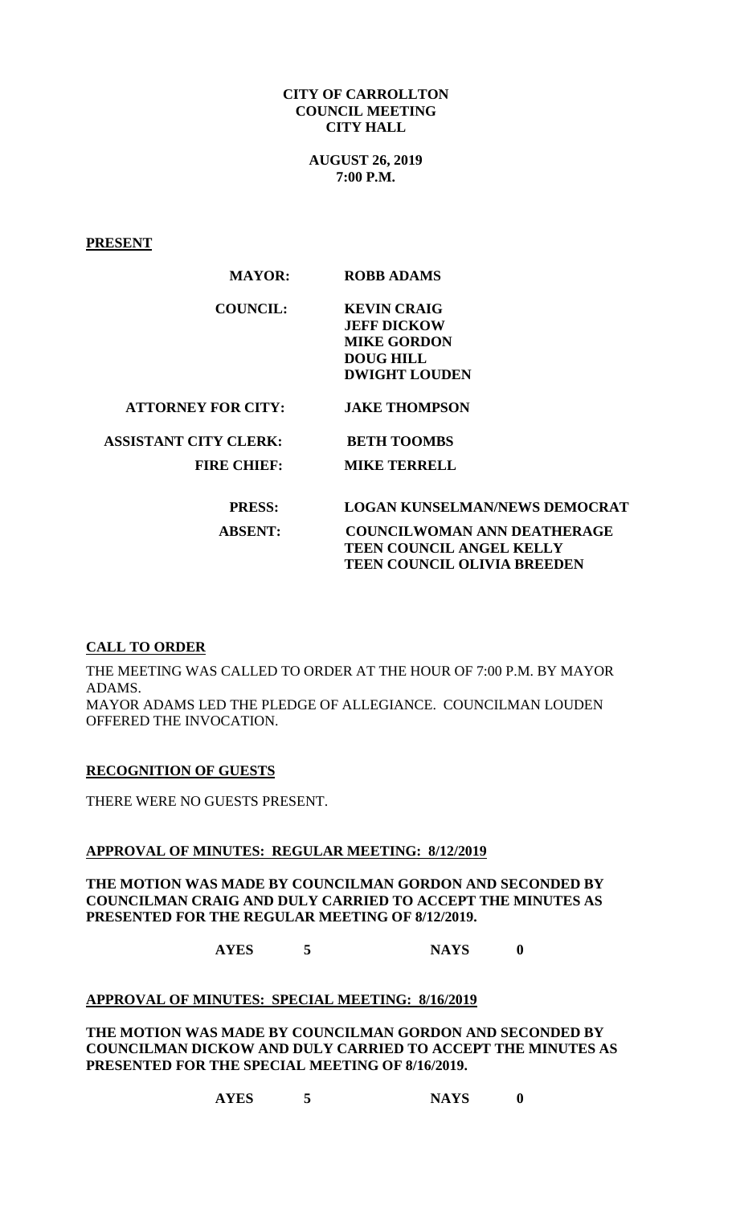**CITY OF CARROLLTON**
**COUNCIL MEETING**
**CITY HALL**

**AUGUST 26, 2019**
**7:00 P.M.**

**PRESENT**

| | |
|---|---|
| **MAYOR:** | **ROBB ADAMS** |
| **COUNCIL:** | **KEVIN CRAIG** |
| | **JEFF DICKOW** |
| | **MIKE GORDON** |
| | **DOUG HILL** |
| | **DWIGHT LOUDEN** |
| **ATTORNEY FOR CITY:** | **JAKE THOMPSON** |
| **ASSISTANT CITY CLERK:** | **BETH TOOMBS** |
| **FIRE CHIEF:** | **MIKE TERRELL** |
| **PRESS:** | **LOGAN KUNSELMAN/NEWS DEMOCRAT** |
| **ABSENT:** | **COUNCILWOMAN ANN DEATHERAGE** |
| | **TEEN COUNCIL ANGEL KELLY** |
| | **TEEN COUNCIL OLIVIA BREEDEN** |

**CALL TO ORDER**

THE MEETING WAS CALLED TO ORDER AT THE HOUR OF 7:00 P.M. BY MAYOR ADAMS.
MAYOR ADAMS LED THE PLEDGE OF ALLEGIANCE. COUNCILMAN LOUDEN OFFERED THE INVOCATION.

**RECOGNITION OF GUESTS**

THERE WERE NO GUESTS PRESENT.

**APPROVAL OF MINUTES: REGULAR MEETING: 8/12/2019**

**THE MOTION WAS MADE BY COUNCILMAN GORDON AND SECONDED BY COUNCILMAN CRAIG AND DULY CARRIED TO ACCEPT THE MINUTES AS PRESENTED FOR THE REGULAR MEETING OF 8/12/2019.**

**AYES 5 NAYS 0**

**APPROVAL OF MINUTES: SPECIAL MEETING: 8/16/2019**

**THE MOTION WAS MADE BY COUNCILMAN GORDON AND SECONDED BY COUNCILMAN DICKOW AND DULY CARRIED TO ACCEPT THE MINUTES AS PRESENTED FOR THE SPECIAL MEETING OF 8/16/2019.**

**AYES 5 NAYS 0**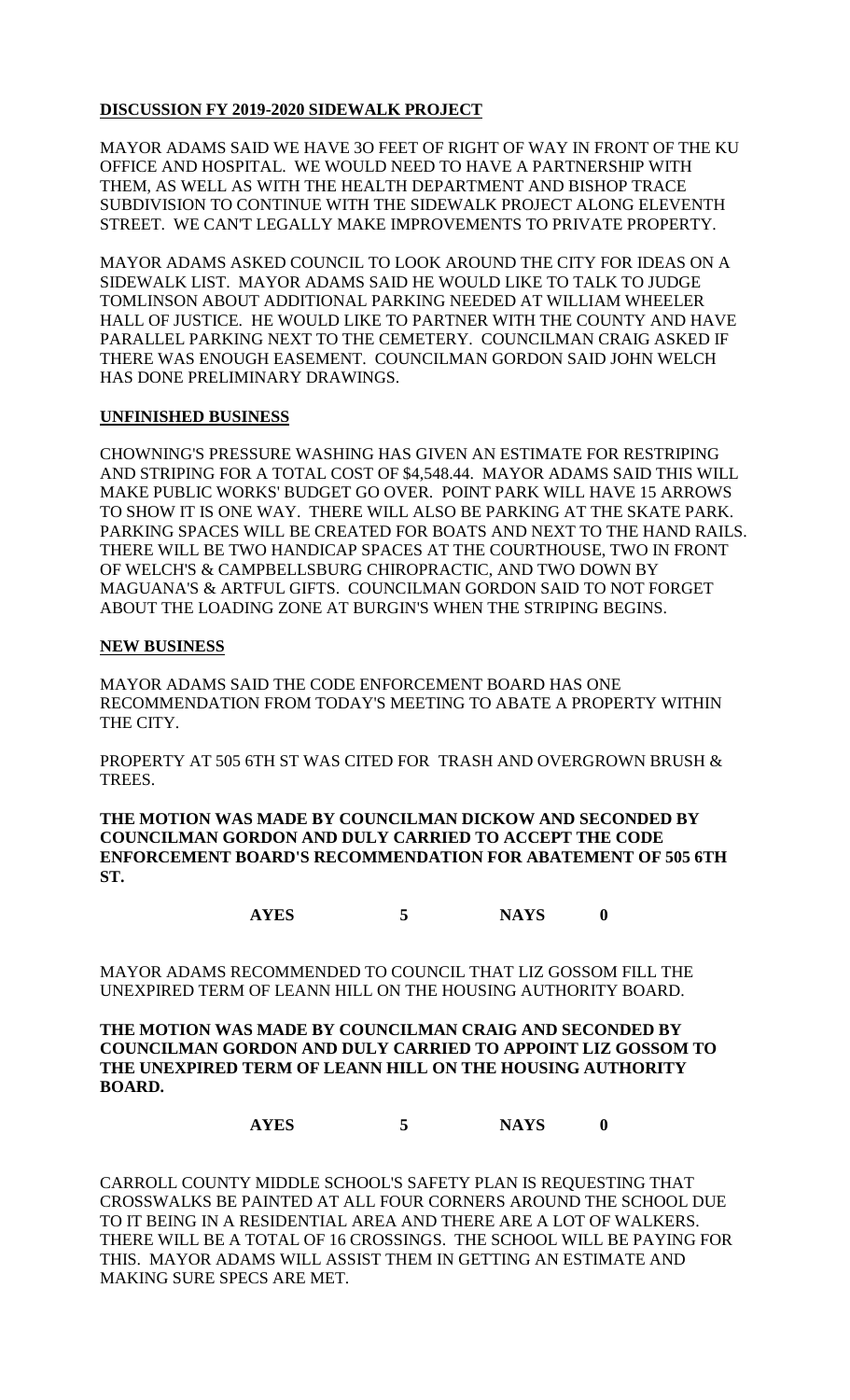**DISCUSSION FY 2019-2020 SIDEWALK PROJECT**

MAYOR ADAMS SAID WE HAVE 3O FEET OF RIGHT OF WAY IN FRONT OF THE KU OFFICE AND HOSPITAL. WE WOULD NEED TO HAVE A PARTNERSHIP WITH THEM, AS WELL AS WITH THE HEALTH DEPARTMENT AND BISHOP TRACE SUBDIVISION TO CONTINUE WITH THE SIDEWALK PROJECT ALONG ELEVENTH STREET. WE CAN'T LEGALLY MAKE IMPROVEMENTS TO PRIVATE PROPERTY.

MAYOR ADAMS ASKED COUNCIL TO LOOK AROUND THE CITY FOR IDEAS ON A SIDEWALK LIST. MAYOR ADAMS SAID HE WOULD LIKE TO TALK TO JUDGE TOMLINSON ABOUT ADDITIONAL PARKING NEEDED AT WILLIAM WHEELER HALL OF JUSTICE. HE WOULD LIKE TO PARTNER WITH THE COUNTY AND HAVE PARALLEL PARKING NEXT TO THE CEMETERY. COUNCILMAN CRAIG ASKED IF THERE WAS ENOUGH EASEMENT. COUNCILMAN GORDON SAID JOHN WELCH HAS DONE PRELIMINARY DRAWINGS.

**UNFINISHED BUSINESS**

CHOWNING'S PRESSURE WASHING HAS GIVEN AN ESTIMATE FOR RESTRIPING AND STRIPING FOR A TOTAL COST OF $4,548.44. MAYOR ADAMS SAID THIS WILL MAKE PUBLIC WORKS' BUDGET GO OVER. POINT PARK WILL HAVE 15 ARROWS TO SHOW IT IS ONE WAY. THERE WILL ALSO BE PARKING AT THE SKATE PARK. PARKING SPACES WILL BE CREATED FOR BOATS AND NEXT TO THE HAND RAILS. THERE WILL BE TWO HANDICAP SPACES AT THE COURTHOUSE, TWO IN FRONT OF WELCH'S & CAMPBELLSBURG CHIROPRACTIC, AND TWO DOWN BY MAGUANA'S & ARTFUL GIFTS. COUNCILMAN GORDON SAID TO NOT FORGET ABOUT THE LOADING ZONE AT BURGIN'S WHEN THE STRIPING BEGINS.

**NEW BUSINESS**

MAYOR ADAMS SAID THE CODE ENFORCEMENT BOARD HAS ONE RECOMMENDATION FROM TODAY'S MEETING TO ABATE A PROPERTY WITHIN THE CITY.

PROPERTY AT 505 6TH ST WAS CITED FOR TRASH AND OVERGROWN BRUSH & TREES.

**THE MOTION WAS MADE BY COUNCILMAN DICKOW AND SECONDED BY COUNCILMAN GORDON AND DULY CARRIED TO ACCEPT THE CODE ENFORCEMENT BOARD'S RECOMMENDATION FOR ABATEMENT OF 505 6TH ST.**

**AYES 5 NAYS 0**

MAYOR ADAMS RECOMMENDED TO COUNCIL THAT LIZ GOSSOM FILL THE UNEXPIRED TERM OF LEANN HILL ON THE HOUSING AUTHORITY BOARD.

**THE MOTION WAS MADE BY COUNCILMAN CRAIG AND SECONDED BY COUNCILMAN GORDON AND DULY CARRIED TO APPOINT LIZ GOSSOM TO THE UNEXPIRED TERM OF LEANN HILL ON THE HOUSING AUTHORITY BOARD.**

**AYES 5 NAYS 0**

CARROLL COUNTY MIDDLE SCHOOL'S SAFETY PLAN IS REQUESTING THAT CROSSWALKS BE PAINTED AT ALL FOUR CORNERS AROUND THE SCHOOL DUE TO IT BEING IN A RESIDENTIAL AREA AND THERE ARE A LOT OF WALKERS. THERE WILL BE A TOTAL OF 16 CROSSINGS. THE SCHOOL WILL BE PAYING FOR THIS. MAYOR ADAMS WILL ASSIST THEM IN GETTING AN ESTIMATE AND MAKING SURE SPECS ARE MET.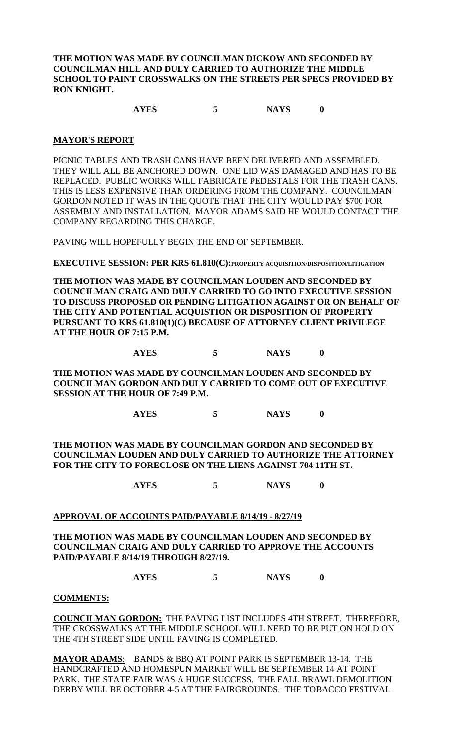**THE MOTION WAS MADE BY COUNCILMAN DICKOW AND SECONDED BY COUNCILMAN HILL AND DULY CARRIED TO AUTHORIZE THE MIDDLE SCHOOL TO PAINT CROSSWALKS ON THE STREETS PER SPECS PROVIDED BY RON KNIGHT.**

**AYES 5 NAYS 0**

**MAYOR'S REPORT**

PICNIC TABLES AND TRASH CANS HAVE BEEN DELIVERED AND ASSEMBLED. THEY WILL ALL BE ANCHORED DOWN. ONE LID WAS DAMAGED AND HAS TO BE REPLACED. PUBLIC WORKS WILL FABRICATE PEDESTALS FOR THE TRASH CANS. THIS IS LESS EXPENSIVE THAN ORDERING FROM THE COMPANY. COUNCILMAN GORDON NOTED IT WAS IN THE QUOTE THAT THE CITY WOULD PAY $700 FOR ASSEMBLY AND INSTALLATION. MAYOR ADAMS SAID HE WOULD CONTACT THE COMPANY REGARDING THIS CHARGE.

PAVING WILL HOPEFULLY BEGIN THE END OF SEPTEMBER.

**EXECUTIVE SESSION: PER KRS 61.810(C):PROPERTY ACQUISITION/DISPOSITION/LITIGATION**

**THE MOTION WAS MADE BY COUNCILMAN LOUDEN AND SECONDED BY COUNCILMAN CRAIG AND DULY CARRIED TO GO INTO EXECUTIVE SESSION TO DISCUSS PROPOSED OR PENDING LITIGATION AGAINST OR ON BEHALF OF THE CITY AND POTENTIAL ACQUISTION OR DISPOSITION OF PROPERTY PURSUANT TO KRS 61.810(1)(C) BECAUSE OF ATTORNEY CLIENT PRIVILEGE AT THE HOUR OF 7:15 P.M.**

**AYES 5 NAYS 0**

**THE MOTION WAS MADE BY COUNCILMAN LOUDEN AND SECONDED BY COUNCILMAN GORDON AND DULY CARRIED TO COME OUT OF EXECUTIVE SESSION AT THE HOUR OF 7:49 P.M.**

**AYES 5 NAYS 0**

**THE MOTION WAS MADE BY COUNCILMAN GORDON AND SECONDED BY COUNCILMAN LOUDEN AND DULY CARRIED TO AUTHORIZE THE ATTORNEY FOR THE CITY TO FORECLOSE ON THE LIENS AGAINST 704 11TH ST.**

**AYES 5 NAYS 0**

**APPROVAL OF ACCOUNTS PAID/PAYABLE 8/14/19 - 8/27/19**

**THE MOTION WAS MADE BY COUNCILMAN LOUDEN AND SECONDED BY COUNCILMAN CRAIG AND DULY CARRIED TO APPROVE THE ACCOUNTS PAID/PAYABLE 8/14/19 THROUGH 8/27/19.**

**AYES 5 NAYS 0**

**COMMENTS:**

**COUNCILMAN GORDON:** THE PAVING LIST INCLUDES 4TH STREET. THEREFORE, THE CROSSWALKS AT THE MIDDLE SCHOOL WILL NEED TO BE PUT ON HOLD ON THE 4TH STREET SIDE UNTIL PAVING IS COMPLETED.

**MAYOR ADAMS**: BANDS & BBQ AT POINT PARK IS SEPTEMBER 13-14. THE HANDCRAFTED AND HOMESPUN MARKET WILL BE SEPTEMBER 14 AT POINT PARK. THE STATE FAIR WAS A HUGE SUCCESS. THE FALL BRAWL DEMOLITION DERBY WILL BE OCTOBER 4-5 AT THE FAIRGROUNDS. THE TOBACCO FESTIVAL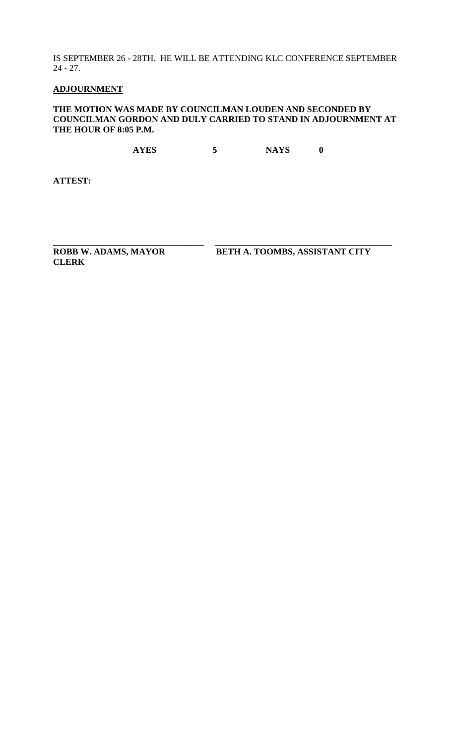IS SEPTEMBER 26 - 28TH. HE WILL BE ATTENDING KLC CONFERENCE SEPTEMBER 24 - 27.

**ADJOURNMENT**

**THE MOTION WAS MADE BY COUNCILMAN LOUDEN AND SECONDED BY COUNCILMAN GORDON AND DULY CARRIED TO STAND IN ADJOURNMENT AT THE HOUR OF 8:05 P.M.**

**AYES 5 NAYS 0**

**ATTEST:**

**\_\_\_\_\_\_\_\_\_\_\_\_\_\_\_\_\_\_\_\_\_\_\_\_\_\_\_\_\_\_\_\_\_\_ \_\_\_\_\_\_\_\_\_\_\_\_\_\_\_\_\_\_\_\_\_\_\_\_\_\_\_\_\_\_\_\_\_\_\_\_\_\_\_**

**ROBB W. ADAMS, MAYOR BETH A. TOOMBS, ASSISTANT CITY CLERK**